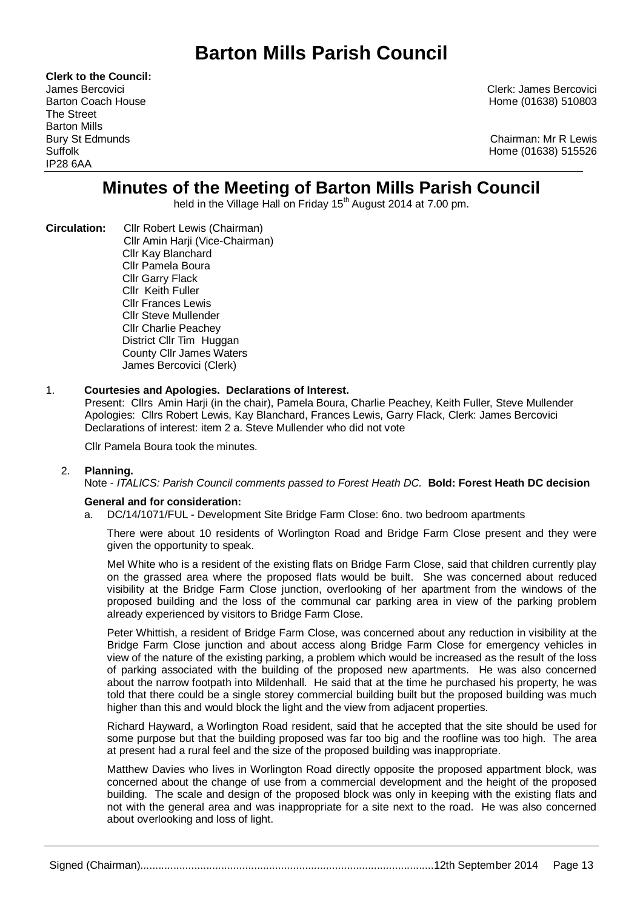# Barton Mills Parish Council

**Clerk to the Council:**
James Bercovici
Barton Coach House
The Street
Barton Mills
Bury St Edmunds
Suffolk
IP28 6AA

Clerk: James Bercovici
Home (01638) 510803

Chairman: Mr R Lewis
Home (01638) 515526

## Minutes of the Meeting of Barton Mills Parish Council

held in the Village Hall on Friday 15th August 2014 at 7.00 pm.

**Circulation:** Cllr Robert Lewis (Chairman)
Cllr Amin Harji (Vice-Chairman)
Cllr Kay Blanchard
Cllr Pamela Boura
Cllr Garry Flack
Cllr Keith Fuller
Cllr Frances Lewis
Cllr Steve Mullender
Cllr Charlie Peachey
District Cllr Tim Huggan
County Cllr James Waters
James Bercovici (Clerk)

1. **Courtesies and Apologies. Declarations of Interest.**

   Present: Cllrs Amin Harji (in the chair), Pamela Boura, Charlie Peachey, Keith Fuller, Steve Mullender
   Apologies: Cllrs Robert Lewis, Kay Blanchard, Frances Lewis, Garry Flack, Clerk: James Bercovici
   Declarations of interest: item 2 a. Steve Mullender who did not vote

   Cllr Pamela Boura took the minutes.

2. **Planning.**

   Note - *ITALICS: Parish Council comments passed to Forest Heath DC.* **Bold: Forest Heath DC decision**

   **General and for consideration:**

   a. DC/14/1071/FUL - Development Site Bridge Farm Close: 6no. two bedroom apartments

   There were about 10 residents of Worlington Road and Bridge Farm Close present and they were given the opportunity to speak.

   Mel White who is a resident of the existing flats on Bridge Farm Close, said that children currently play on the grassed area where the proposed flats would be built. She was concerned about reduced visibility at the Bridge Farm Close junction, overlooking of her apartment from the windows of the proposed building and the loss of the communal car parking area in view of the parking problem already experienced by visitors to Bridge Farm Close.

   Peter Whittish, a resident of Bridge Farm Close, was concerned about any reduction in visibility at the Bridge Farm Close junction and about access along Bridge Farm Close for emergency vehicles in view of the nature of the existing parking, a problem which would be increased as the result of the loss of parking associated with the building of the proposed new apartments. He was also concerned about the narrow footpath into Mildenhall. He said that at the time he purchased his property, he was told that there could be a single storey commercial building built but the proposed building was much higher than this and would block the light and the view from adjacent properties.

   Richard Hayward, a Worlington Road resident, said that he accepted that the site should be used for some purpose but that the building proposed was far too big and the roofline was too high. The area at present had a rural feel and the size of the proposed building was inappropriate.

   Matthew Davies who lives in Worlington Road directly opposite the proposed appartment block, was concerned about the change of use from a commercial development and the height of the proposed building. The scale and design of the proposed block was only in keeping with the existing flats and not with the general area and was inappropriate for a site next to the road. He was also concerned about overlooking and loss of light.

Signed (Chairman)................................................................................................12th September 2014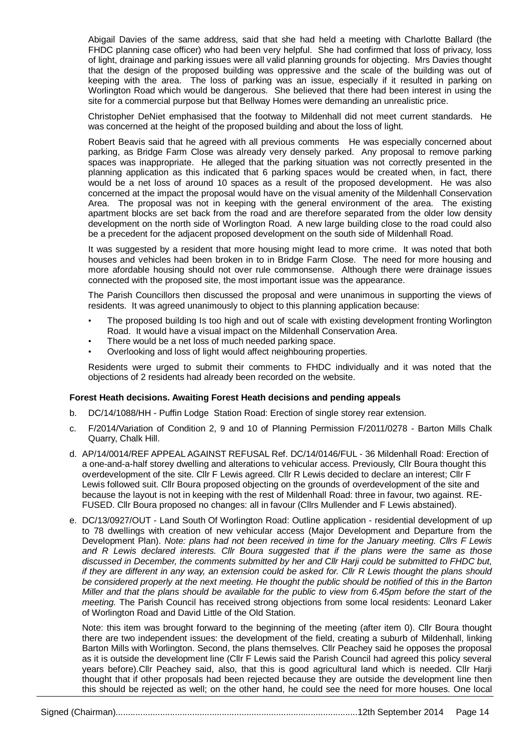Abigail Davies of the same address, said that she had held a meeting with Charlotte Ballard (the FHDC planning case officer) who had been very helpful. She had confirmed that loss of privacy, loss of light, drainage and parking issues were all valid planning grounds for objecting. Mrs Davies thought that the design of the proposed building was oppressive and the scale of the building was out of keeping with the area. The loss of parking was an issue, especially if it resulted in parking on Worlington Road which would be dangerous. She believed that there had been interest in using the site for a commercial purpose but that Bellway Homes were demanding an unrealistic price.

Christopher DeNiet emphasised that the footway to Mildenhall did not meet current standards. He was concerned at the height of the proposed building and about the loss of light.

Robert Beavis said that he agreed with all previous comments He was especially concerned about parking, as Bridge Farm Close was already very densely parked. Any proposal to remove parking spaces was inappropriate. He alleged that the parking situation was not correctly presented in the planning application as this indicated that 6 parking spaces would be created when, in fact, there would be a net loss of around 10 spaces as a result of the proposed development. He was also concerned at the impact the proposal would have on the visual amenity of the Mildenhall Conservation Area. The proposal was not in keeping with the general environment of the area. The existing apartment blocks are set back from the road and are therefore separated from the older low density development on the north side of Worlington Road. A new large building close to the road could also be a precedent for the adjacent proposed development on the south side of Mildenhall Road.

It was suggested by a resident that more housing might lead to more crime. It was noted that both houses and vehicles had been broken in to in Bridge Farm Close. The need for more housing and more afordable housing should not over rule commonsense. Although there were drainage issues connected with the proposed site, the most important issue was the appearance.

The Parish Councillors then discussed the proposal and were unanimous in supporting the views of residents. It was agreed unanimously to object to this planning application because:

- The proposed building Is too high and out of scale with existing development fronting Worlington Road. It would have a visual impact on the Mildenhall Conservation Area.
- There would be a net loss of much needed parking space.
- Overlooking and loss of light would affect neighbouring properties.

Residents were urged to submit their comments to FHDC individually and it was noted that the objections of 2 residents had already been recorded on the website.

**Forest Heath decisions. Awaiting Forest Heath decisions and pending appeals**

b. DC/14/1088/HH - Puffin Lodge Station Road: Erection of single storey rear extension.

c. F/2014/Variation of Condition 2, 9 and 10 of Planning Permission F/2011/0278 - Barton Mills Chalk Quarry, Chalk Hill.

d. AP/14/0014/REF APPEAL AGAINST REFUSAL Ref. DC/14/0146/FUL - 36 Mildenhall Road: Erection of a one-and-a-half storey dwelling and alterations to vehicular access. Previously, Cllr Boura thought this overdevelopment of the site. Cllr F Lewis agreed. Cllr R Lewis decided to declare an interest; Cllr F Lewis followed suit. Cllr Boura proposed objecting on the grounds of overdevelopment of the site and because the layout is not in keeping with the rest of Mildenhall Road: three in favour, two against. RE-FUSED. Cllr Boura proposed no changes: all in favour (Cllrs Mullender and F Lewis abstained).

e. DC/13/0927/OUT - Land South Of Worlington Road: Outline application - residential development of up to 78 dwellings with creation of new vehicular access (Major Development and Departure from the Development Plan). *Note: plans had not been received in time for the January meeting. Cllrs F Lewis and R Lewis declared interests. Cllr Boura suggested that if the plans were the same as those discussed in December, the comments submitted by her and Cllr Harji could be submitted to FHDC but, if they are different in any way, an extension could be asked for. Cllr R Lewis thought the plans should be considered properly at the next meeting. He thought the public should be notified of this in the Barton Miller and that the plans should be available for the public to view from 6.45pm before the start of the meeting.* The Parish Council has received strong objections from some local residents: Leonard Laker of Worlington Road and David Little of the Old Station.

Note: this item was brought forward to the beginning of the meeting (after item 0). Cllr Boura thought there are two independent issues: the development of the field, creating a suburb of Mildenhall, linking Barton Mills with Worlington. Second, the plans themselves. Cllr Peachey said he opposes the proposal as it is outside the development line (Cllr F Lewis said the Parish Council had agreed this policy several years before).Cllr Peachey said, also, that this is good agricultural land which is needed. Cllr Harji thought that if other proposals had been rejected because they are outside the development line then this should be rejected as well; on the other hand, he could see the need for more houses. One local

Signed (Chairman)..................................................................................................12th September 2014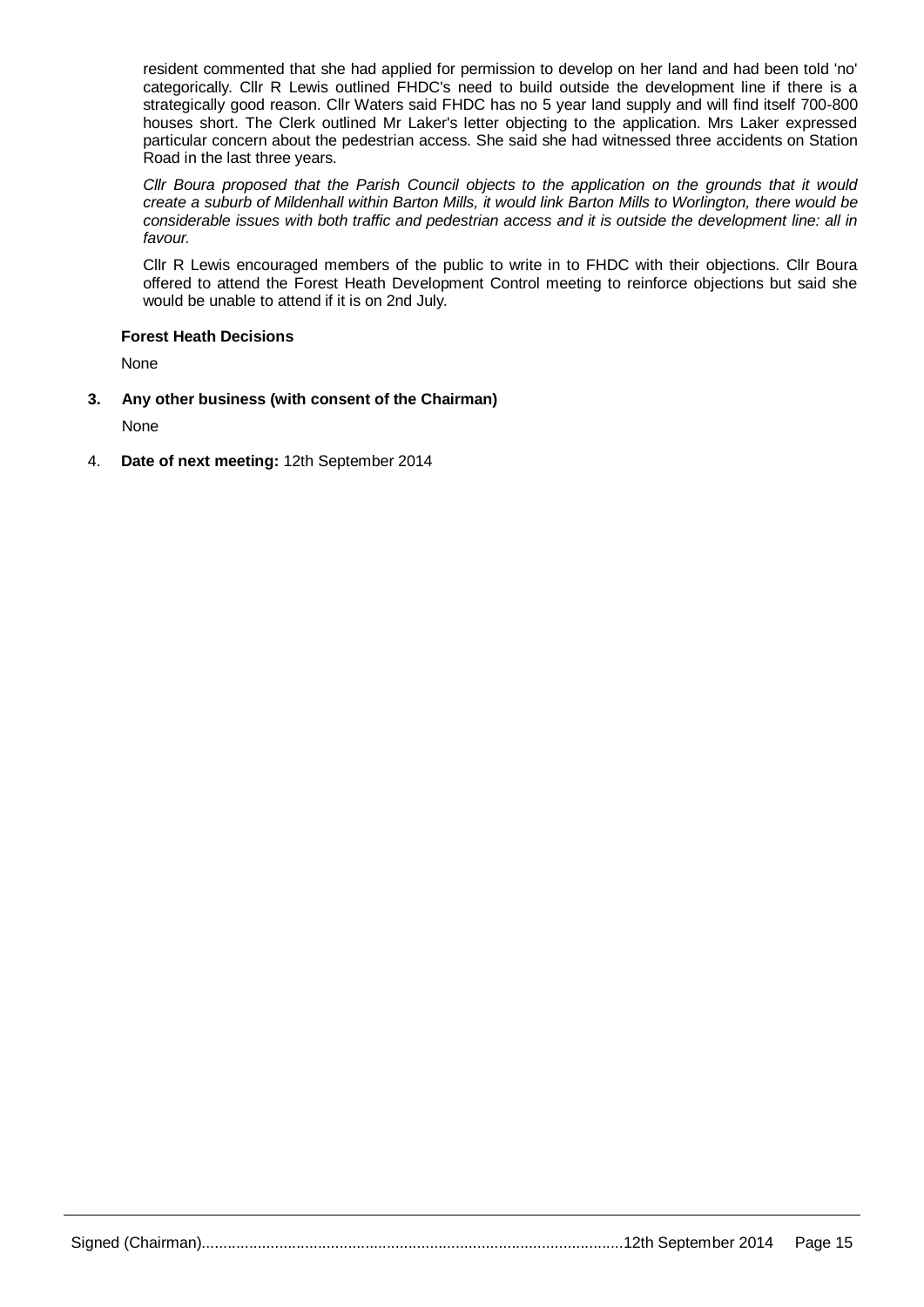resident commented that she had applied for permission to develop on her land and had been told 'no' categorically. Cllr R Lewis outlined FHDC's need to build outside the development line if there is a strategically good reason. Cllr Waters said FHDC has no 5 year land supply and will find itself 700-800 houses short. The Clerk outlined Mr Laker's letter objecting to the application. Mrs Laker expressed particular concern about the pedestrian access. She said she had witnessed three accidents on Station Road in the last three years.

*Cllr Boura proposed that the Parish Council objects to the application on the grounds that it would create a suburb of Mildenhall within Barton Mills, it would link Barton Mills to Worlington, there would be considerable issues with both traffic and pedestrian access and it is outside the development line: all in favour.*

Cllr R Lewis encouraged members of the public to write in to FHDC with their objections. Cllr Boura offered to attend the Forest Heath Development Control meeting to reinforce objections but said she would be unable to attend if it is on 2nd July.

**Forest Heath Decisions**

None

**3. Any other business (with consent of the Chairman)**

None

4. **Date of next meeting:** 12th September 2014

Signed (Chairman)..................................................................................................12th September 2014